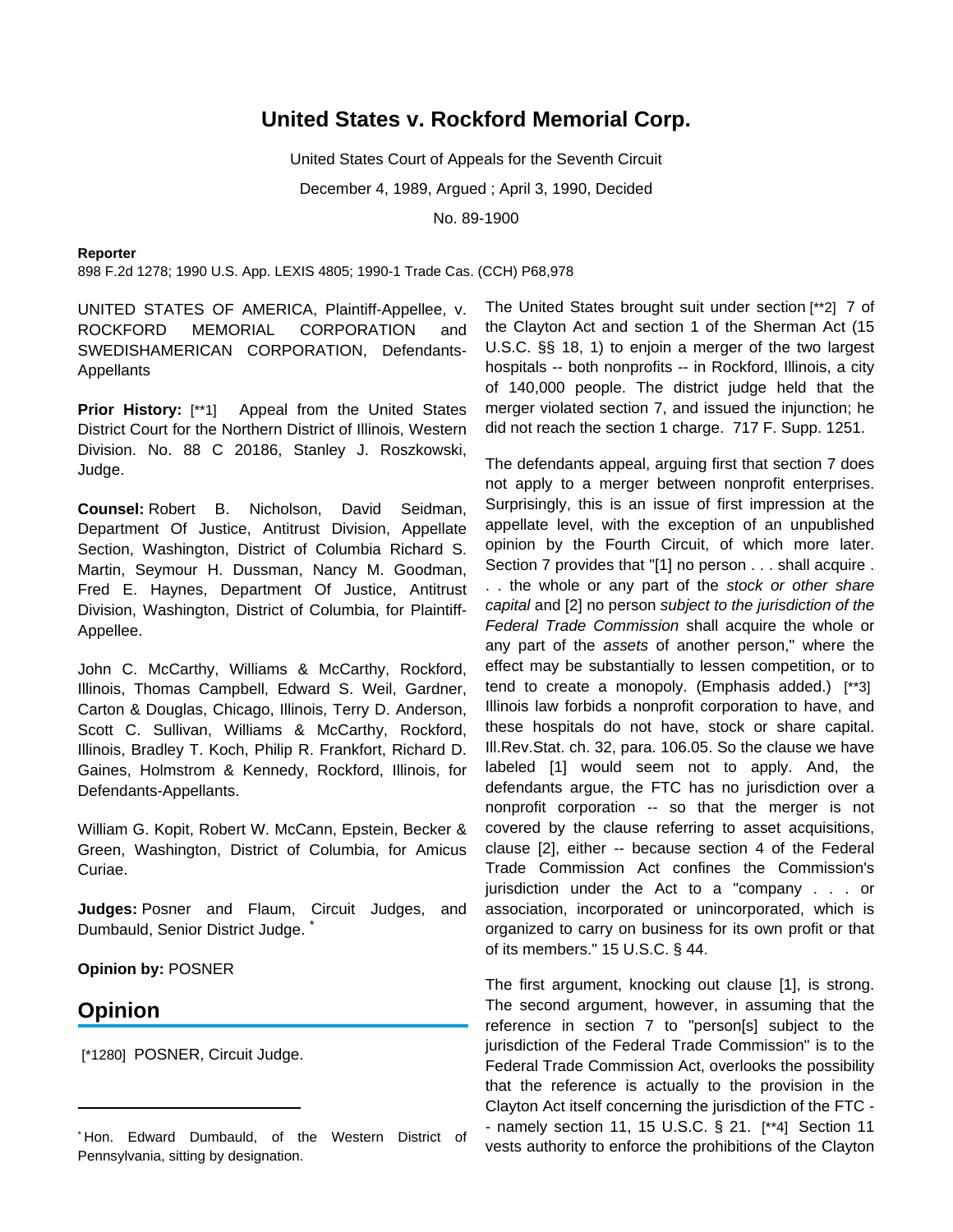# United States v. Rockford Memorial Corp.

United States Court of Appeals for the Seventh Circuit

December 4, 1989, Argued ; April 3, 1990, Decided

No. 89-1900

**Reporter**

898 F.2d 1278; 1990 U.S. App. LEXIS 4805; 1990-1 Trade Cas. (CCH) P68,978

UNITED STATES OF AMERICA, Plaintiff-Appellee, v. ROCKFORD MEMORIAL CORPORATION and SWEDISHAMERICAN CORPORATION, Defendants-Appellants

**Prior History:** [**1] Appeal from the United States District Court for the Northern District of Illinois, Western Division. No. 88 C 20186, Stanley J. Roszkowski, Judge.

**Counsel:** Robert B. Nicholson, David Seidman, Department Of Justice, Antitrust Division, Appellate Section, Washington, District of Columbia Richard S. Martin, Seymour H. Dussman, Nancy M. Goodman, Fred E. Haynes, Department Of Justice, Antitrust Division, Washington, District of Columbia, for Plaintiff-Appellee.

John C. McCarthy, Williams & McCarthy, Rockford, Illinois, Thomas Campbell, Edward S. Weil, Gardner, Carton & Douglas, Chicago, Illinois, Terry D. Anderson, Scott C. Sullivan, Williams & McCarthy, Rockford, Illinois, Bradley T. Koch, Philip R. Frankfort, Richard D. Gaines, Holmstrom & Kennedy, Rockford, Illinois, for Defendants-Appellants.

William G. Kopit, Robert W. McCann, Epstein, Becker & Green, Washington, District of Columbia, for Amicus Curiae.

**Judges:** Posner and Flaum, Circuit Judges, and Dumbauld, Senior District Judge. *

**Opinion by:** POSNER

## Opinion

[*1280] POSNER, Circuit Judge.

The United States brought suit under section [**2] 7 of the Clayton Act and section 1 of the Sherman Act (15 U.S.C. §§ 18, 1) to enjoin a merger of the two largest hospitals -- both nonprofits -- in Rockford, Illinois, a city of 140,000 people. The district judge held that the merger violated section 7, and issued the injunction; he did not reach the section 1 charge. 717 F. Supp. 1251.

The defendants appeal, arguing first that section 7 does not apply to a merger between nonprofit enterprises. Surprisingly, this is an issue of first impression at the appellate level, with the exception of an unpublished opinion by the Fourth Circuit, of which more later. Section 7 provides that "[1] no person . . . shall acquire . . . the whole or any part of the *stock or other share capital* and [2] no person *subject to the jurisdiction of the Federal Trade Commission* shall acquire the whole or any part of the *assets* of another person," where the effect may be substantially to lessen competition, or to tend to create a monopoly. (Emphasis added.) [**3] Illinois law forbids a nonprofit corporation to have, and these hospitals do not have, stock or share capital. Ill.Rev.Stat. ch. 32, para. 106.05. So the clause we have labeled [1] would seem not to apply. And, the defendants argue, the FTC has no jurisdiction over a nonprofit corporation -- so that the merger is not covered by the clause referring to asset acquisitions, clause [2], either -- because section 4 of the Federal Trade Commission Act confines the Commission's jurisdiction under the Act to a "company . . . or association, incorporated or unincorporated, which is organized to carry on business for its own profit or that of its members." 15 U.S.C. § 44.

The first argument, knocking out clause [1], is strong. The second argument, however, in assuming that the reference in section 7 to "person[s] subject to the jurisdiction of the Federal Trade Commission" is to the Federal Trade Commission Act, overlooks the possibility that the reference is actually to the provision in the Clayton Act itself concerning the jurisdiction of the FTC -- namely section 11, 15 U.S.C. § 21. [**4] Section 11 vests authority to enforce the prohibitions of the Clayton

* Hon. Edward Dumbauld, of the Western District of Pennsylvania, sitting by designation.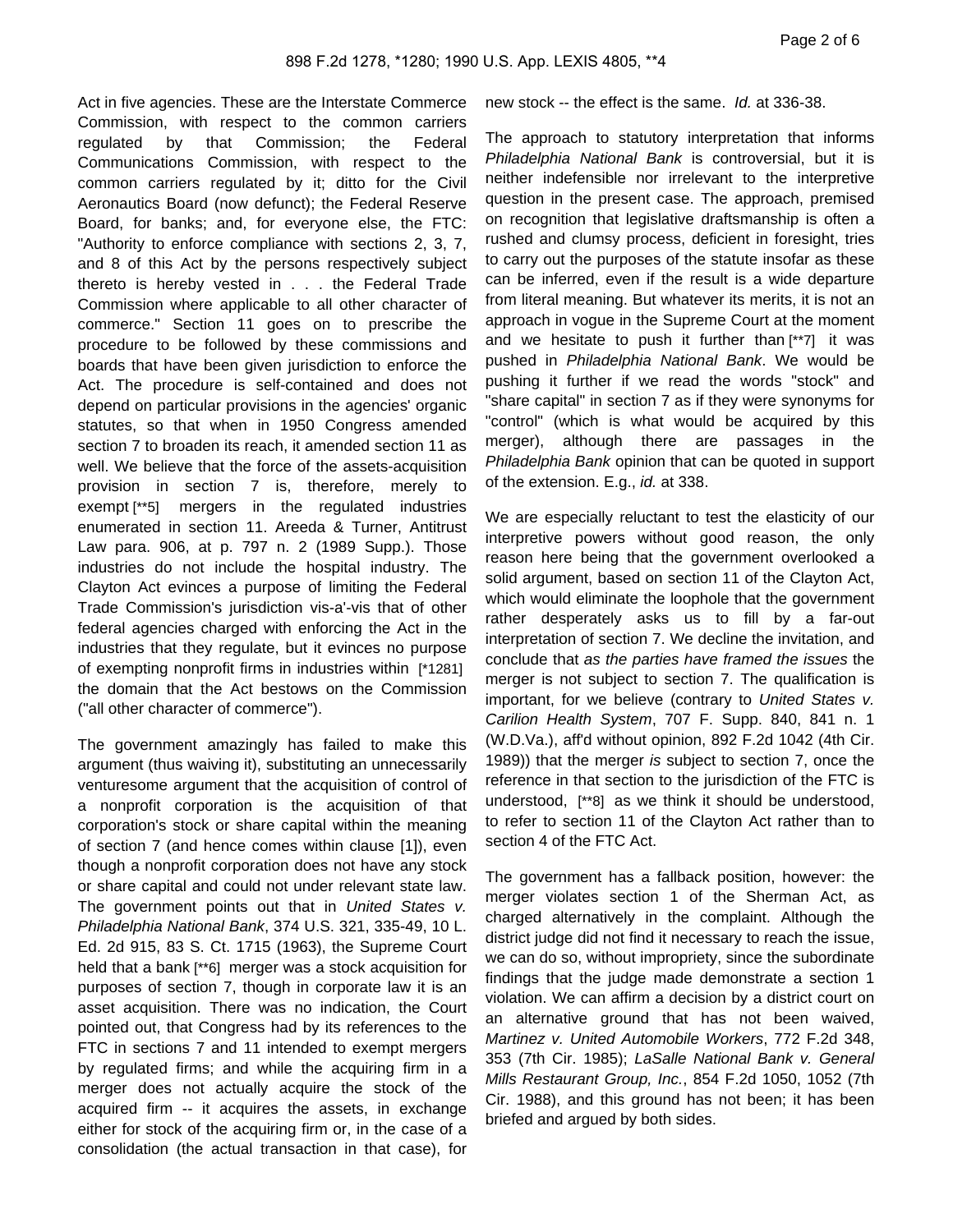Act in five agencies. These are the Interstate Commerce Commission, with respect to the common carriers regulated by that Commission; the Federal Communications Commission, with respect to the common carriers regulated by it; ditto for the Civil Aeronautics Board (now defunct); the Federal Reserve Board, for banks; and, for everyone else, the FTC: "Authority to enforce compliance with sections 2, 3, 7, and 8 of this Act by the persons respectively subject thereto is hereby vested in . . . the Federal Trade Commission where applicable to all other character of commerce." Section 11 goes on to prescribe the procedure to be followed by these commissions and boards that have been given jurisdiction to enforce the Act. The procedure is self-contained and does not depend on particular provisions in the agencies' organic statutes, so that when in 1950 Congress amended section 7 to broaden its reach, it amended section 11 as well. We believe that the force of the assets-acquisition provision in section 7 is, therefore, merely to exempt [**5] mergers in the regulated industries enumerated in section 11. Areeda & Turner, Antitrust Law para. 906, at p. 797 n. 2 (1989 Supp.). Those industries do not include the hospital industry. The Clayton Act evinces a purpose of limiting the Federal Trade Commission's jurisdiction vis-a'-vis that of other federal agencies charged with enforcing the Act in the industries that they regulate, but it evinces no purpose of exempting nonprofit firms in industries within [*1281] the domain that the Act bestows on the Commission ("all other character of commerce").

The government amazingly has failed to make this argument (thus waiving it), substituting an unnecessarily venturesome argument that the acquisition of control of a nonprofit corporation is the acquisition of that corporation's stock or share capital within the meaning of section 7 (and hence comes within clause [1]), even though a nonprofit corporation does not have any stock or share capital and could not under relevant state law. The government points out that in *United States v. Philadelphia National Bank*, 374 U.S. 321, 335-49, 10 L. Ed. 2d 915, 83 S. Ct. 1715 (1963), the Supreme Court held that a bank [**6] merger was a stock acquisition for purposes of section 7, though in corporate law it is an asset acquisition. There was no indication, the Court pointed out, that Congress had by its references to the FTC in sections 7 and 11 intended to exempt mergers by regulated firms; and while the acquiring firm in a merger does not actually acquire the stock of the acquired firm -- it acquires the assets, in exchange either for stock of the acquiring firm or, in the case of a consolidation (the actual transaction in that case), for new stock -- the effect is the same. *Id.* at 336-38.

The approach to statutory interpretation that informs *Philadelphia National Bank* is controversial, but it is neither indefensible nor irrelevant to the interpretive question in the present case. The approach, premised on recognition that legislative draftsmanship is often a rushed and clumsy process, deficient in foresight, tries to carry out the purposes of the statute insofar as these can be inferred, even if the result is a wide departure from literal meaning. But whatever its merits, it is not an approach in vogue in the Supreme Court at the moment and we hesitate to push it further than [**7] it was pushed in *Philadelphia National Bank*. We would be pushing it further if we read the words "stock" and "share capital" in section 7 as if they were synonyms for "control" (which is what would be acquired by this merger), although there are passages in the *Philadelphia Bank* opinion that can be quoted in support of the extension. E.g., *id.* at 338.

We are especially reluctant to test the elasticity of our interpretive powers without good reason, the only reason here being that the government overlooked a solid argument, based on section 11 of the Clayton Act, which would eliminate the loophole that the government rather desperately asks us to fill by a far-out interpretation of section 7. We decline the invitation, and conclude that *as the parties have framed the issues* the merger is not subject to section 7. The qualification is important, for we believe (contrary to *United States v. Carilion Health System*, 707 F. Supp. 840, 841 n. 1 (W.D.Va.), aff'd without opinion, 892 F.2d 1042 (4th Cir. 1989)) that the merger *is* subject to section 7, once the reference in that section to the jurisdiction of the FTC is understood, [**8] as we think it should be understood, to refer to section 11 of the Clayton Act rather than to section 4 of the FTC Act.

The government has a fallback position, however: the merger violates section 1 of the Sherman Act, as charged alternatively in the complaint. Although the district judge did not find it necessary to reach the issue, we can do so, without impropriety, since the subordinate findings that the judge made demonstrate a section 1 violation. We can affirm a decision by a district court on an alternative ground that has not been waived, *Martinez v. United Automobile Workers*, 772 F.2d 348, 353 (7th Cir. 1985); *LaSalle National Bank v. General Mills Restaurant Group, Inc.*, 854 F.2d 1050, 1052 (7th Cir. 1988), and this ground has not been; it has been briefed and argued by both sides.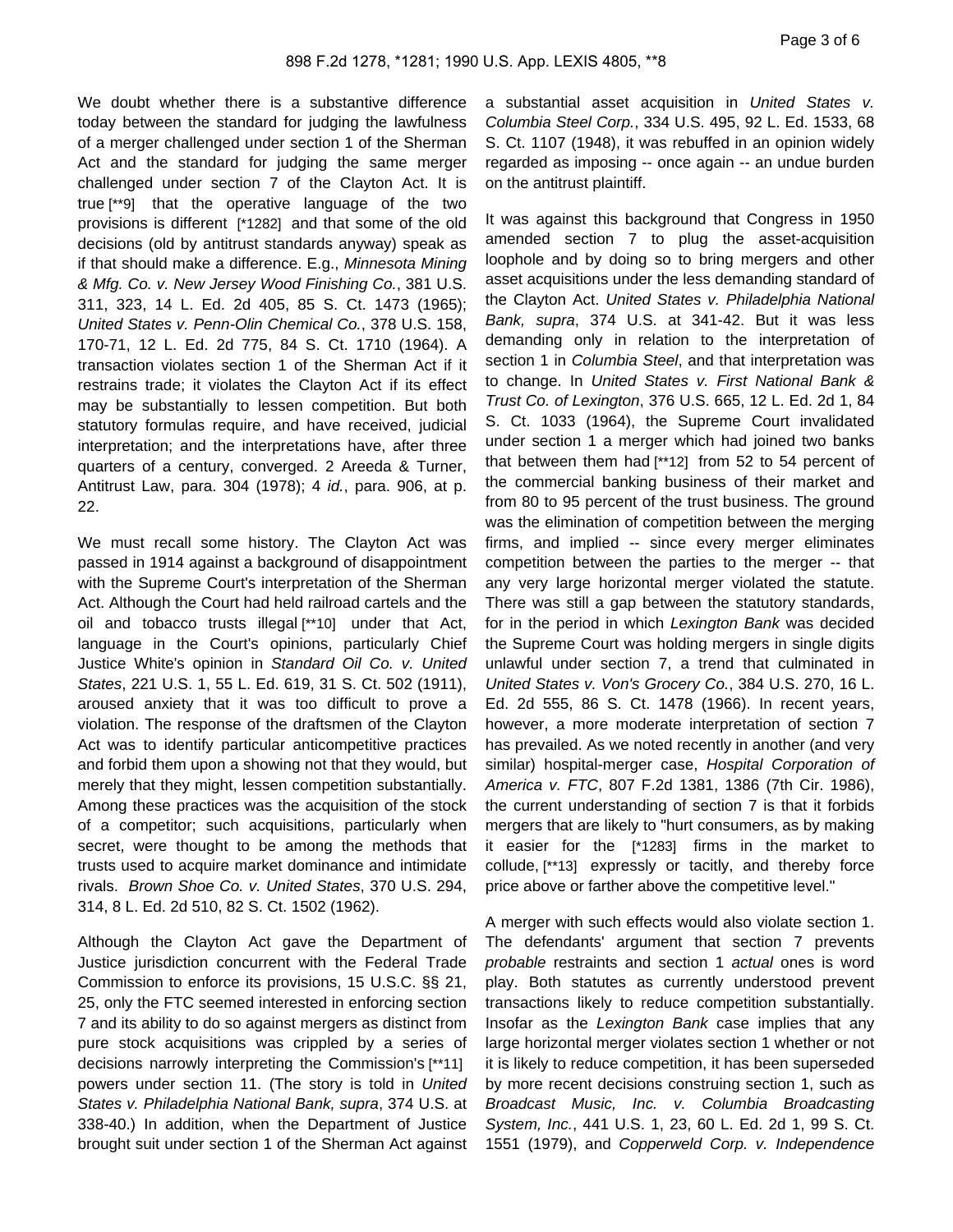We doubt whether there is a substantive difference today between the standard for judging the lawfulness of a merger challenged under section 1 of the Sherman Act and the standard for judging the same merger challenged under section 7 of the Clayton Act. It is true [**9] that the operative language of the two provisions is different [*1282] and that some of the old decisions (old by antitrust standards anyway) speak as if that should make a difference. E.g., *Minnesota Mining & Mfg. Co. v. New Jersey Wood Finishing Co.*, 381 U.S. 311, 323, 14 L. Ed. 2d 405, 85 S. Ct. 1473 (1965); *United States v. Penn-Olin Chemical Co.*, 378 U.S. 158, 170-71, 12 L. Ed. 2d 775, 84 S. Ct. 1710 (1964). A transaction violates section 1 of the Sherman Act if it restrains trade; it violates the Clayton Act if its effect may be substantially to lessen competition. But both statutory formulas require, and have received, judicial interpretation; and the interpretations have, after three quarters of a century, converged. 2 Areeda & Turner, Antitrust Law, para. 304 (1978); 4 *id.*, para. 906, at p. 22.

We must recall some history. The Clayton Act was passed in 1914 against a background of disappointment with the Supreme Court's interpretation of the Sherman Act. Although the Court had held railroad cartels and the oil and tobacco trusts illegal [**10] under that Act, language in the Court's opinions, particularly Chief Justice White's opinion in *Standard Oil Co. v. United States*, 221 U.S. 1, 55 L. Ed. 619, 31 S. Ct. 502 (1911), aroused anxiety that it was too difficult to prove a violation. The response of the draftsmen of the Clayton Act was to identify particular anticompetitive practices and forbid them upon a showing not that they would, but merely that they might, lessen competition substantially. Among these practices was the acquisition of the stock of a competitor; such acquisitions, particularly when secret, were thought to be among the methods that trusts used to acquire market dominance and intimidate rivals. *Brown Shoe Co. v. United States*, 370 U.S. 294, 314, 8 L. Ed. 2d 510, 82 S. Ct. 1502 (1962).

Although the Clayton Act gave the Department of Justice jurisdiction concurrent with the Federal Trade Commission to enforce its provisions, 15 U.S.C. §§ 21, 25, only the FTC seemed interested in enforcing section 7 and its ability to do so against mergers as distinct from pure stock acquisitions was crippled by a series of decisions narrowly interpreting the Commission's [**11] powers under section 11. (The story is told in *United States v. Philadelphia National Bank, supra*, 374 U.S. at 338-40.) In addition, when the Department of Justice brought suit under section 1 of the Sherman Act against a substantial asset acquisition in *United States v. Columbia Steel Corp.*, 334 U.S. 495, 92 L. Ed. 1533, 68 S. Ct. 1107 (1948), it was rebuffed in an opinion widely regarded as imposing -- once again -- an undue burden on the antitrust plaintiff.

It was against this background that Congress in 1950 amended section 7 to plug the asset-acquisition loophole and by doing so to bring mergers and other asset acquisitions under the less demanding standard of the Clayton Act. *United States v. Philadelphia National Bank, supra*, 374 U.S. at 341-42. But it was less demanding only in relation to the interpretation of section 1 in *Columbia Steel*, and that interpretation was to change. In *United States v. First National Bank & Trust Co. of Lexington*, 376 U.S. 665, 12 L. Ed. 2d 1, 84 S. Ct. 1033 (1964), the Supreme Court invalidated under section 1 a merger which had joined two banks that between them had [**12] from 52 to 54 percent of the commercial banking business of their market and from 80 to 95 percent of the trust business. The ground was the elimination of competition between the merging firms, and implied -- since every merger eliminates competition between the parties to the merger -- that any very large horizontal merger violated the statute. There was still a gap between the statutory standards, for in the period in which *Lexington Bank* was decided the Supreme Court was holding mergers in single digits unlawful under section 7, a trend that culminated in *United States v. Von's Grocery Co.*, 384 U.S. 270, 16 L. Ed. 2d 555, 86 S. Ct. 1478 (1966). In recent years, however, a more moderate interpretation of section 7 has prevailed. As we noted recently in another (and very similar) hospital-merger case, *Hospital Corporation of America v. FTC*, 807 F.2d 1381, 1386 (7th Cir. 1986), the current understanding of section 7 is that it forbids mergers that are likely to "hurt consumers, as by making it easier for the [*1283] firms in the market to collude, [**13] expressly or tacitly, and thereby force price above or farther above the competitive level."

A merger with such effects would also violate section 1. The defendants' argument that section 7 prevents *probable* restraints and section 1 *actual* ones is word play. Both statutes as currently understood prevent transactions likely to reduce competition substantially. Insofar as the *Lexington Bank* case implies that any large horizontal merger violates section 1 whether or not it is likely to reduce competition, it has been superseded by more recent decisions construing section 1, such as *Broadcast Music, Inc. v. Columbia Broadcasting System, Inc.*, 441 U.S. 1, 23, 60 L. Ed. 2d 1, 99 S. Ct. 1551 (1979), and *Copperweld Corp. v. Independence*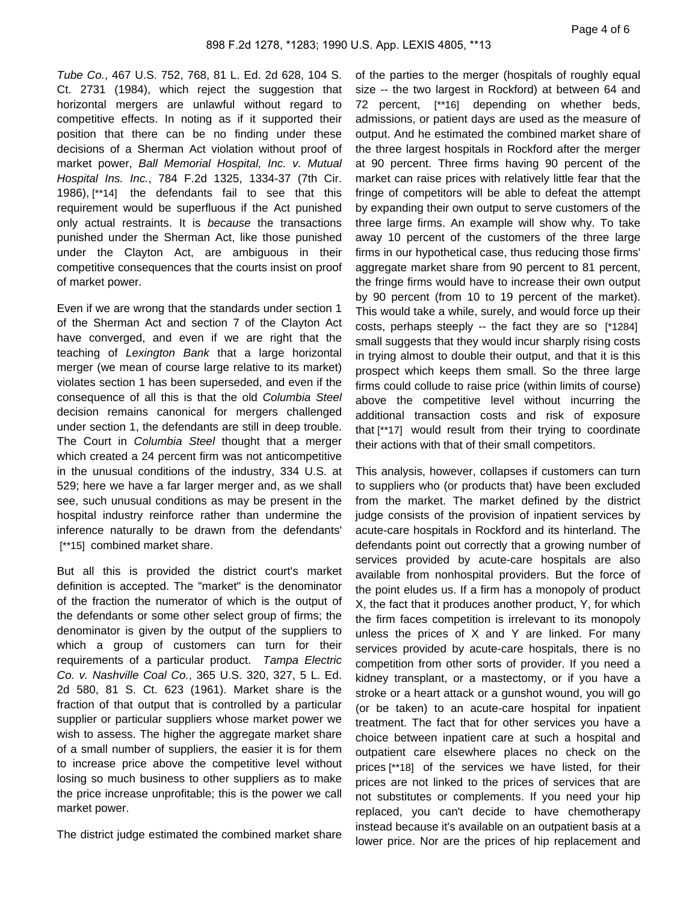*Tube Co.*, 467 U.S. 752, 768, 81 L. Ed. 2d 628, 104 S. Ct. 2731 (1984), which reject the suggestion that horizontal mergers are unlawful without regard to competitive effects. In noting as if it supported their position that there can be no finding under these decisions of a Sherman Act violation without proof of market power, *Ball Memorial Hospital, Inc. v. Mutual Hospital Ins. Inc.*, 784 F.2d 1325, 1334-37 (7th Cir. 1986), [**14] the defendants fail to see that this requirement would be superfluous if the Act punished only actual restraints. It is *because* the transactions punished under the Sherman Act, like those punished under the Clayton Act, are ambiguous in their competitive consequences that the courts insist on proof of market power.

Even if we are wrong that the standards under section 1 of the Sherman Act and section 7 of the Clayton Act have converged, and even if we are right that the teaching of *Lexington Bank* that a large horizontal merger (we mean of course large relative to its market) violates section 1 has been superseded, and even if the consequence of all this is that the old *Columbia Steel* decision remains canonical for mergers challenged under section 1, the defendants are still in deep trouble. The Court in *Columbia Steel* thought that a merger which created a 24 percent firm was not anticompetitive in the unusual conditions of the industry, 334 U.S. at 529; here we have a far larger merger and, as we shall see, such unusual conditions as may be present in the hospital industry reinforce rather than undermine the inference naturally to be drawn from the defendants' [**15] combined market share.

But all this is provided the district court's market definition is accepted. The "market" is the denominator of the fraction the numerator of which is the output of the defendants or some other select group of firms; the denominator is given by the output of the suppliers to which a group of customers can turn for their requirements of a particular product. *Tampa Electric Co. v. Nashville Coal Co.*, 365 U.S. 320, 327, 5 L. Ed. 2d 580, 81 S. Ct. 623 (1961). Market share is the fraction of that output that is controlled by a particular supplier or particular suppliers whose market power we wish to assess. The higher the aggregate market share of a small number of suppliers, the easier it is for them to increase price above the competitive level without losing so much business to other suppliers as to make the price increase unprofitable; this is the power we call market power.

The district judge estimated the combined market share of the parties to the merger (hospitals of roughly equal size -- the two largest in Rockford) at between 64 and 72 percent, [**16] depending on whether beds, admissions, or patient days are used as the measure of output. And he estimated the combined market share of the three largest hospitals in Rockford after the merger at 90 percent. Three firms having 90 percent of the market can raise prices with relatively little fear that the fringe of competitors will be able to defeat the attempt by expanding their own output to serve customers of the three large firms. An example will show why. To take away 10 percent of the customers of the three large firms in our hypothetical case, thus reducing those firms' aggregate market share from 90 percent to 81 percent, the fringe firms would have to increase their own output by 90 percent (from 10 to 19 percent of the market). This would take a while, surely, and would force up their costs, perhaps steeply -- the fact they are so [*1284] small suggests that they would incur sharply rising costs in trying almost to double their output, and that it is this prospect which keeps them small. So the three large firms could collude to raise price (within limits of course) above the competitive level without incurring the additional transaction costs and risk of exposure that [**17] would result from their trying to coordinate their actions with that of their small competitors.

This analysis, however, collapses if customers can turn to suppliers who (or products that) have been excluded from the market. The market defined by the district judge consists of the provision of inpatient services by acute-care hospitals in Rockford and its hinterland. The defendants point out correctly that a growing number of services provided by acute-care hospitals are also available from nonhospital providers. But the force of the point eludes us. If a firm has a monopoly of product X, the fact that it produces another product, Y, for which the firm faces competition is irrelevant to its monopoly unless the prices of X and Y are linked. For many services provided by acute-care hospitals, there is no competition from other sorts of provider. If you need a kidney transplant, or a mastectomy, or if you have a stroke or a heart attack or a gunshot wound, you will go (or be taken) to an acute-care hospital for inpatient treatment. The fact that for other services you have a choice between inpatient care at such a hospital and outpatient care elsewhere places no check on the prices [**18] of the services we have listed, for their prices are not linked to the prices of services that are not substitutes or complements. If you need your hip replaced, you can't decide to have chemotherapy instead because it's available on an outpatient basis at a lower price. Nor are the prices of hip replacement and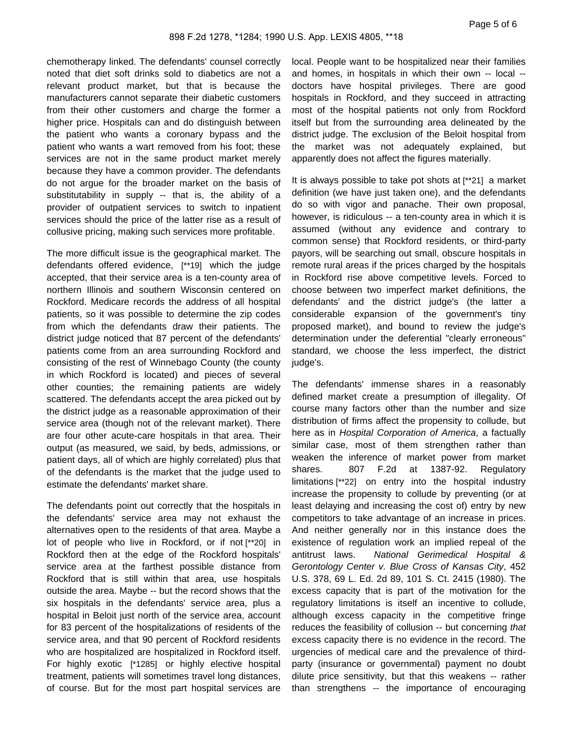chemotherapy linked. The defendants' counsel correctly noted that diet soft drinks sold to diabetics are not a relevant product market, but that is because the manufacturers cannot separate their diabetic customers from their other customers and charge the former a higher price. Hospitals can and do distinguish between the patient who wants a coronary bypass and the patient who wants a wart removed from his foot; these services are not in the same product market merely because they have a common provider. The defendants do not argue for the broader market on the basis of substitutability in supply -- that is, the ability of a provider of outpatient services to switch to inpatient services should the price of the latter rise as a result of collusive pricing, making such services more profitable.

The more difficult issue is the geographical market. The defendants offered evidence, [**19] which the judge accepted, that their service area is a ten-county area of northern Illinois and southern Wisconsin centered on Rockford. Medicare records the address of all hospital patients, so it was possible to determine the zip codes from which the defendants draw their patients. The district judge noticed that 87 percent of the defendants' patients come from an area surrounding Rockford and consisting of the rest of Winnebago County (the county in which Rockford is located) and pieces of several other counties; the remaining patients are widely scattered. The defendants accept the area picked out by the district judge as a reasonable approximation of their service area (though not of the relevant market). There are four other acute-care hospitals in that area. Their output (as measured, we said, by beds, admissions, or patient days, all of which are highly correlated) plus that of the defendants is the market that the judge used to estimate the defendants' market share.

The defendants point out correctly that the hospitals in the defendants' service area may not exhaust the alternatives open to the residents of that area. Maybe a lot of people who live in Rockford, or if not [**20] in Rockford then at the edge of the Rockford hospitals' service area at the farthest possible distance from Rockford that is still within that area, use hospitals outside the area. Maybe -- but the record shows that the six hospitals in the defendants' service area, plus a hospital in Beloit just north of the service area, account for 83 percent of the hospitalizations of residents of the service area, and that 90 percent of Rockford residents who are hospitalized are hospitalized in Rockford itself. For highly exotic [*1285] or highly elective hospital treatment, patients will sometimes travel long distances, of course. But for the most part hospital services are local. People want to be hospitalized near their families and homes, in hospitals in which their own -- local -- doctors have hospital privileges. There are good hospitals in Rockford, and they succeed in attracting most of the hospital patients not only from Rockford itself but from the surrounding area delineated by the district judge. The exclusion of the Beloit hospital from the market was not adequately explained, but apparently does not affect the figures materially.

It is always possible to take pot shots at [**21] a market definition (we have just taken one), and the defendants do so with vigor and panache. Their own proposal, however, is ridiculous -- a ten-county area in which it is assumed (without any evidence and contrary to common sense) that Rockford residents, or third-party payors, will be searching out small, obscure hospitals in remote rural areas if the prices charged by the hospitals in Rockford rise above competitive levels. Forced to choose between two imperfect market definitions, the defendants' and the district judge's (the latter a considerable expansion of the government's tiny proposed market), and bound to review the judge's determination under the deferential "clearly erroneous" standard, we choose the less imperfect, the district judge's.

The defendants' immense shares in a reasonably defined market create a presumption of illegality. Of course many factors other than the number and size distribution of firms affect the propensity to collude, but here as in *Hospital Corporation of America*, a factually similar case, most of them strengthen rather than weaken the inference of market power from market shares. 807 F.2d at 1387-92. Regulatory limitations [**22] on entry into the hospital industry increase the propensity to collude by preventing (or at least delaying and increasing the cost of) entry by new competitors to take advantage of an increase in prices. And neither generally nor in this instance does the existence of regulation work an implied repeal of the antitrust laws. *National Gerimedical Hospital & Gerontology Center v. Blue Cross of Kansas City*, 452 U.S. 378, 69 L. Ed. 2d 89, 101 S. Ct. 2415 (1980). The excess capacity that is part of the motivation for the regulatory limitations is itself an incentive to collude, although excess capacity in the competitive fringe reduces the feasibility of collusion -- but concerning *that* excess capacity there is no evidence in the record. The urgencies of medical care and the prevalence of third-party (insurance or governmental) payment no doubt dilute price sensitivity, but that this weakens -- rather than strengthens -- the importance of encouraging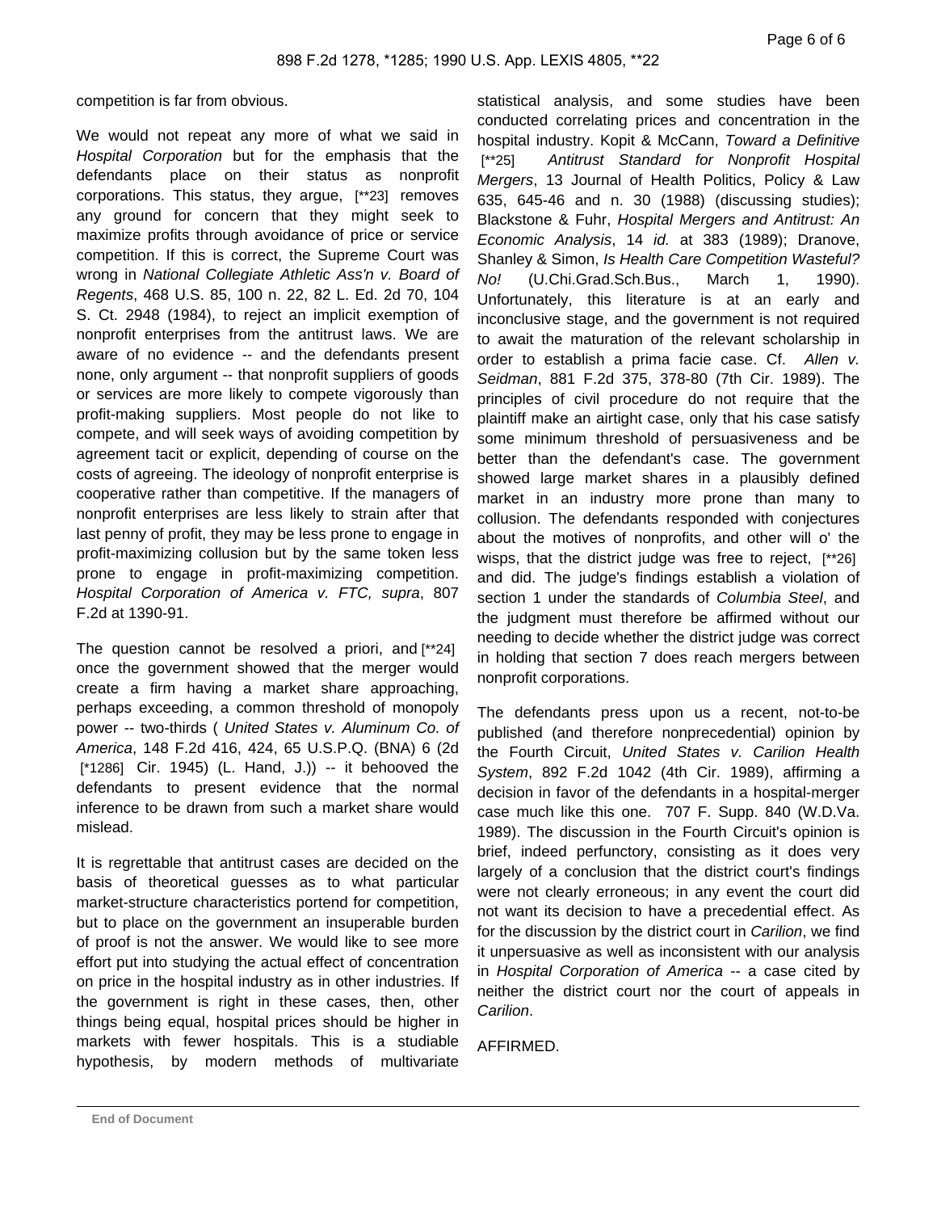competition is far from obvious.

We would not repeat any more of what we said in *Hospital Corporation* but for the emphasis that the defendants place on their status as nonprofit corporations. This status, they argue, [**23] removes any ground for concern that they might seek to maximize profits through avoidance of price or service competition. If this is correct, the Supreme Court was wrong in *National Collegiate Athletic Ass'n v. Board of Regents*, 468 U.S. 85, 100 n. 22, 82 L. Ed. 2d 70, 104 S. Ct. 2948 (1984), to reject an implicit exemption of nonprofit enterprises from the antitrust laws. We are aware of no evidence -- and the defendants present none, only argument -- that nonprofit suppliers of goods or services are more likely to compete vigorously than profit-making suppliers. Most people do not like to compete, and will seek ways of avoiding competition by agreement tacit or explicit, depending of course on the costs of agreeing. The ideology of nonprofit enterprise is cooperative rather than competitive. If the managers of nonprofit enterprises are less likely to strain after that last penny of profit, they may be less prone to engage in profit-maximizing collusion but by the same token less prone to engage in profit-maximizing competition. *Hospital Corporation of America v. FTC, supra*, 807 F.2d at 1390-91.

The question cannot be resolved a priori, and [**24] once the government showed that the merger would create a firm having a market share approaching, perhaps exceeding, a common threshold of monopoly power -- two-thirds ( *United States v. Aluminum Co. of America*, 148 F.2d 416, 424, 65 U.S.P.Q. (BNA) 6 (2d [*1286] Cir. 1945) (L. Hand, J.)) -- it behooved the defendants to present evidence that the normal inference to be drawn from such a market share would mislead.

It is regrettable that antitrust cases are decided on the basis of theoretical guesses as to what particular market-structure characteristics portend for competition, but to place on the government an insuperable burden of proof is not the answer. We would like to see more effort put into studying the actual effect of concentration on price in the hospital industry as in other industries. If the government is right in these cases, then, other things being equal, hospital prices should be higher in markets with fewer hospitals. This is a studiable hypothesis, by modern methods of multivariate statistical analysis, and some studies have been conducted correlating prices and concentration in the hospital industry. Kopit & McCann, *Toward a Definitive* [**25] *Antitrust Standard for Nonprofit Hospital Mergers*, 13 Journal of Health Politics, Policy & Law 635, 645-46 and n. 30 (1988) (discussing studies); Blackstone & Fuhr, *Hospital Mergers and Antitrust: An Economic Analysis*, 14 *id.* at 383 (1989); Dranove, Shanley & Simon, *Is Health Care Competition Wasteful? No!* (U.Chi.Grad.Sch.Bus., March 1, 1990). Unfortunately, this literature is at an early and inconclusive stage, and the government is not required to await the maturation of the relevant scholarship in order to establish a prima facie case. Cf. *Allen v. Seidman*, 881 F.2d 375, 378-80 (7th Cir. 1989). The principles of civil procedure do not require that the plaintiff make an airtight case, only that his case satisfy some minimum threshold of persuasiveness and be better than the defendant's case. The government showed large market shares in a plausibly defined market in an industry more prone than many to collusion. The defendants responded with conjectures about the motives of nonprofits, and other will o' the wisps, that the district judge was free to reject, [**26] and did. The judge's findings establish a violation of section 1 under the standards of *Columbia Steel*, and the judgment must therefore be affirmed without our needing to decide whether the district judge was correct in holding that section 7 does reach mergers between nonprofit corporations.

The defendants press upon us a recent, not-to-be published (and therefore nonprecedential) opinion by the Fourth Circuit, *United States v. Carilion Health System*, 892 F.2d 1042 (4th Cir. 1989), affirming a decision in favor of the defendants in a hospital-merger case much like this one. 707 F. Supp. 840 (W.D.Va. 1989). The discussion in the Fourth Circuit's opinion is brief, indeed perfunctory, consisting as it does very largely of a conclusion that the district court's findings were not clearly erroneous; in any event the court did not want its decision to have a precedential effect. As for the discussion by the district court in *Carilion*, we find it unpersuasive as well as inconsistent with our analysis in *Hospital Corporation of America* -- a case cited by neither the district court nor the court of appeals in *Carilion*.

AFFIRMED.

**End of Document**